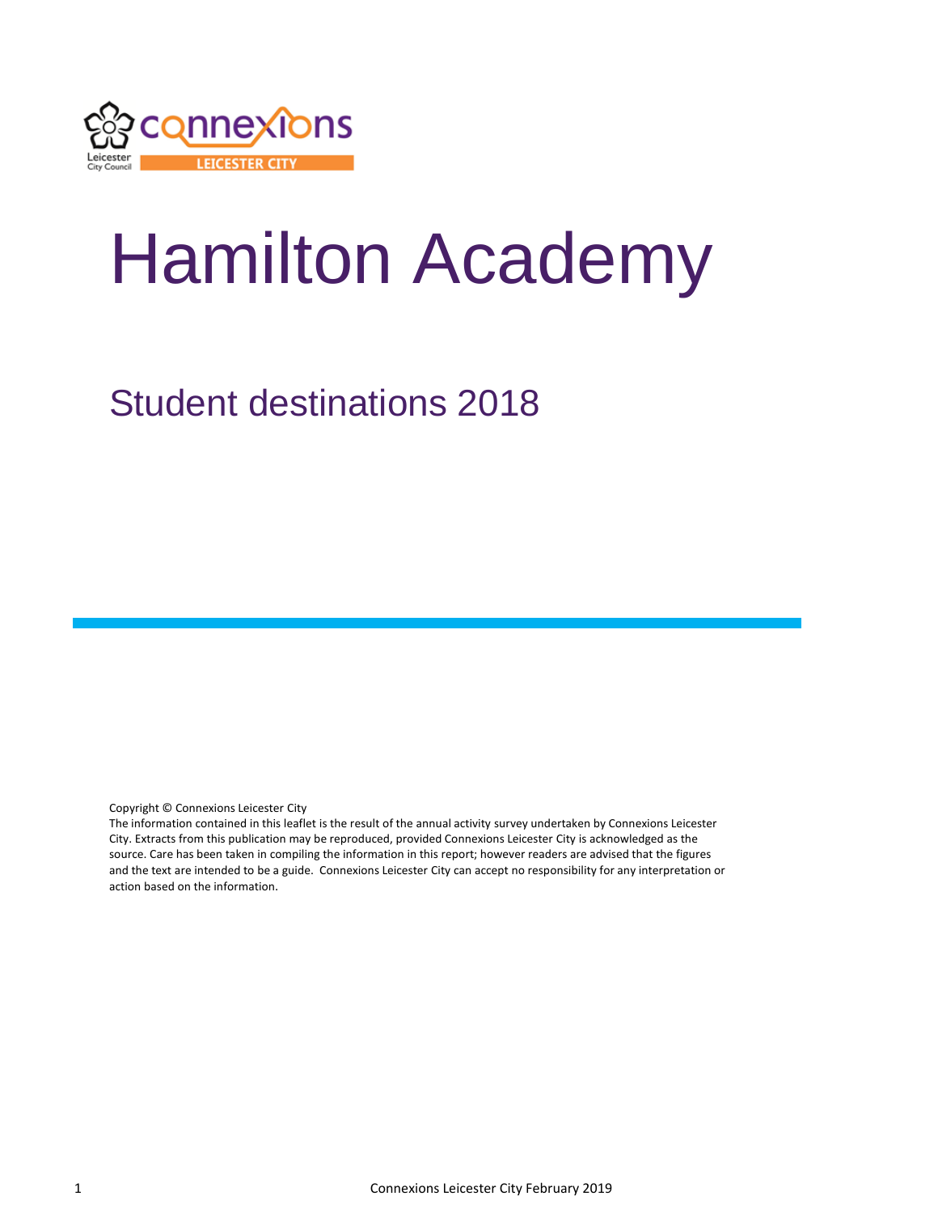# Hamilton Academy

## Student destinations 2018

Copyright © Connexions Leicester City
The information contained in this leaflet is the result of the annual activity survey undertaken by Connexions Leicester City. Extracts from this publication may be reproduced, provided Connexions Leicester City is acknowledged as the source. Care has been taken in compiling the information in this report; however readers are advised that the figures and the text are intended to be a guide. Connexions Leicester City can accept no responsibility for any interpretation or action based on the information.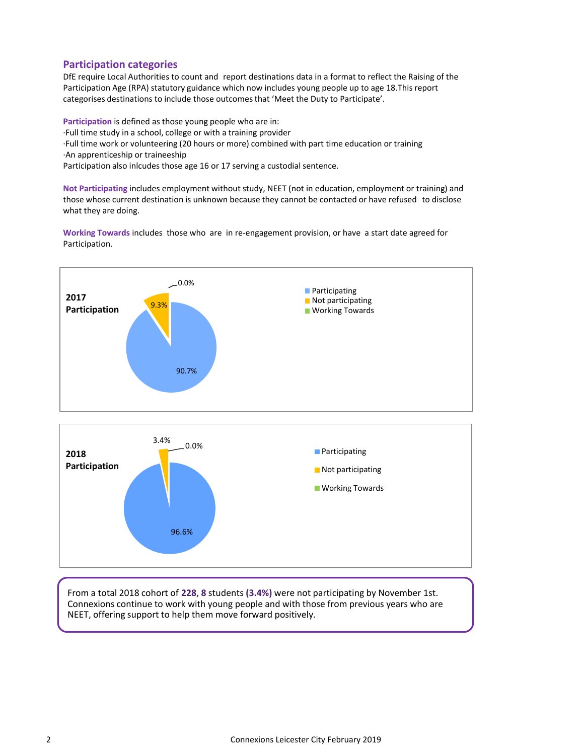## Participation categories

DfE require Local Authorities to count and report destinations data in a format to reflect the Raising of the Participation Age (RPA) statutory guidance which now includes young people up to age 18.This report categorises destinations to include those outcomes that 'Meet the Duty to Participate'.

**Participation** is defined as those young people who are in:
·Full time study in a school, college or with a training provider
·Full time work or volunteering (20 hours or more) combined with part time education or training
·An apprenticeship or traineeship
Participation also inlcudes those age 16 or 17 serving a custodial sentence.

**Not Participating** includes employment without study, NEET (not in education, employment or training) and those whose current destination is unknown because they cannot be contacted or have refused to disclose what they are doing.

**Working Towards** includes those who are in re-engagement provision, or have a start date agreed for Participation.

**2017 Participation**

- Participating: 90.7%
- Not participating: 9.3%
- Working Towards: 0.0%

**2018 Participation**

- Participating: 96.6%
- Not participating: 3.4%
- Working Towards: 0.0%

From a total 2018 cohort of **228**, **8** students **(3.4%)** were not participating by November 1st. Connexions continue to work with young people and with those from previous years who are NEET, offering support to help them move forward positively.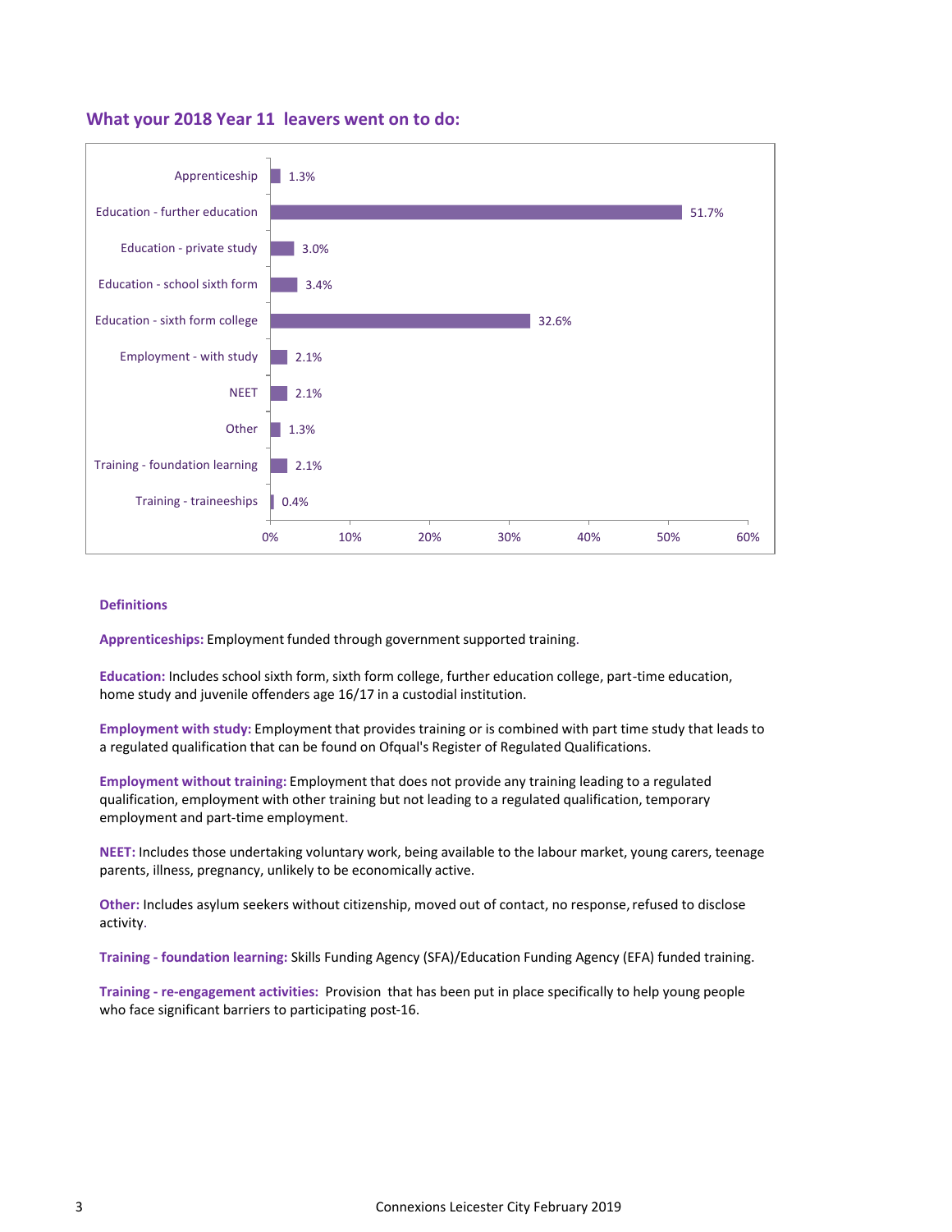## What your 2018 Year 11 leavers went on to do:

| Destination | Percentage |
|---|---|
| Apprenticeship | 1.3% |
| Education - further education | 51.7% |
| Education - private study | 3.0% |
| Education - school sixth form | 3.4% |
| Education - sixth form college | 32.6% |
| Employment - with study | 2.1% |
| NEET | 2.1% |
| Other | 1.3% |
| Training - foundation learning | 2.1% |
| Training - traineeships | 0.4% |

### Definitions

**Apprenticeships:** Employment funded through government supported training.

**Education:** Includes school sixth form, sixth form college, further education college, part-time education, home study and juvenile offenders age 16/17 in a custodial institution.

**Employment with study:** Employment that provides training or is combined with part time study that leads to a regulated qualification that can be found on Ofqual's Register of Regulated Qualifications.

**Employment without training:** Employment that does not provide any training leading to a regulated qualification, employment with other training but not leading to a regulated qualification, temporary employment and part-time employment.

**NEET:** Includes those undertaking voluntary work, being available to the labour market, young carers, teenage parents, illness, pregnancy, unlikely to be economically active.

**Other:** Includes asylum seekers without citizenship, moved out of contact, no response, refused to disclose activity.

**Training - foundation learning:** Skills Funding Agency (SFA)/Education Funding Agency (EFA) funded training.

**Training - re-engagement activities:** Provision that has been put in place specifically to help young people who face significant barriers to participating post-16.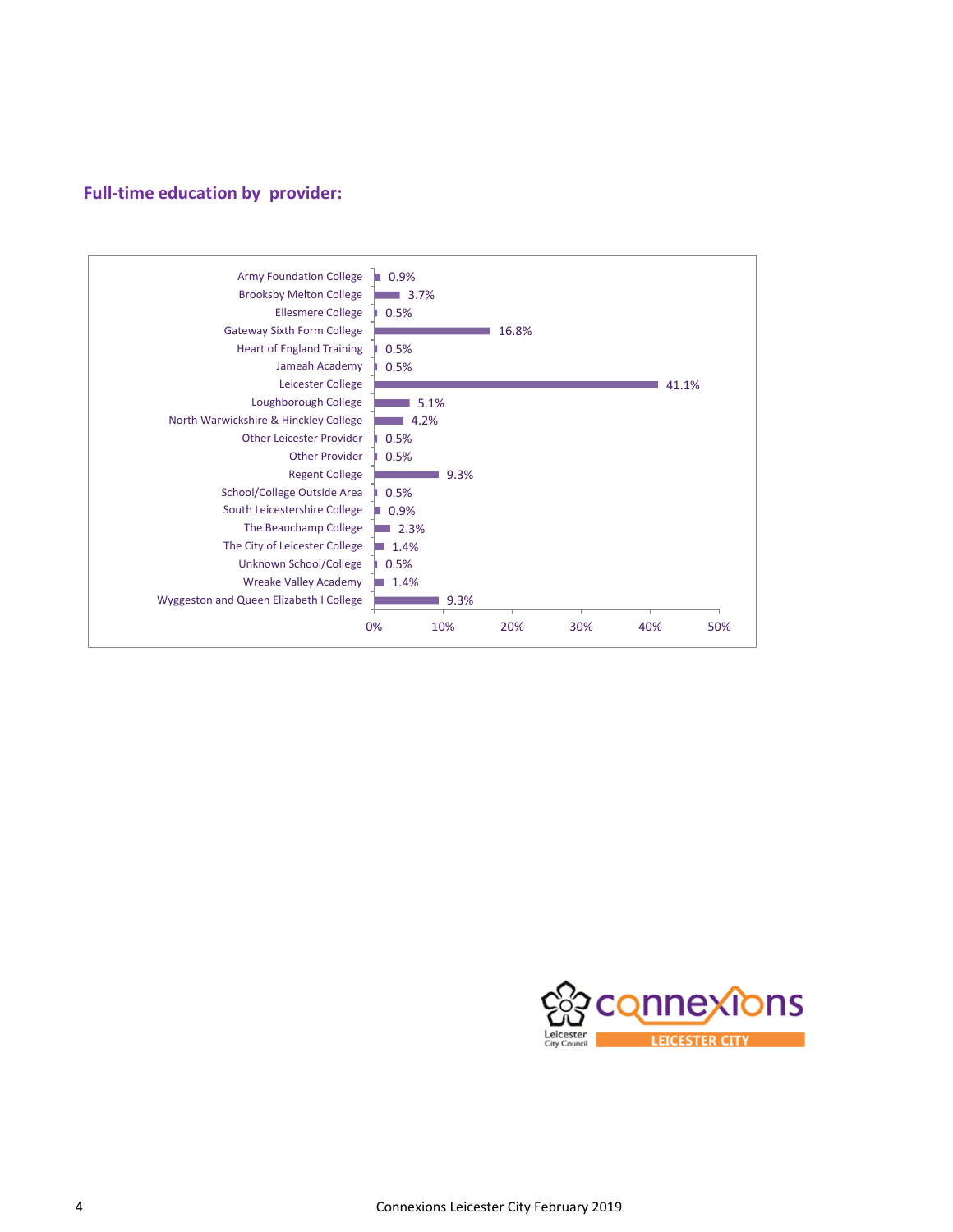## Full-time education by provider:

Army Foundation College 0.9%
Brooksby Melton College 3.7%
Ellesmere College 0.5%
Gateway Sixth Form College 16.8%
Heart of England Training 0.5%
Jameah Academy 0.5%
Leicester College 41.1%
Loughborough College 5.1%
North Warwickshire & Hinckley College 4.2%
Other Leicester Provider 0.5%
Other Provider 0.5%
Regent College 9.3%
School/College Outside Area 0.5%
South Leicestershire College 0.9%
The Beauchamp College 2.3%
The City of Leicester College 1.4%
Unknown School/College 0.5%
Wreake Valley Academy 1.4%
Wyggeston and Queen Elizabeth I College 9.3%

0% 10% 20% 30% 40% 50%

Connexions Leicester City February 2019